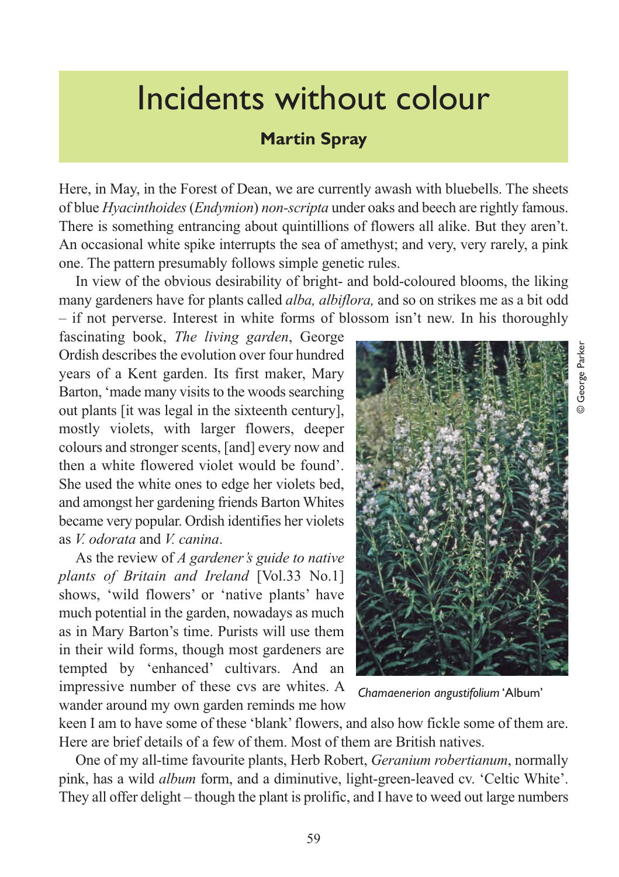# Incidents without colour

**Martin Spray**

Here, in May, in the Forest of Dean, we are currently awash with bluebells. The sheets of blue *Hyacinthoides* (*Endymion*) *non-scripta* under oaks and beech are rightly famous. There is something entrancing about quintillions of flowers all alike. But they aren't. An occasional white spike interrupts the sea of amethyst; and very, very rarely, a pink one. The pattern presumably follows simple genetic rules.

In view of the obvious desirability of bright- and bold-coloured blooms, the liking many gardeners have for plants called *alba, albiflora,* and so on strikes me as a bit odd – if not perverse. Interest in white forms of blossom isn't new. In his thoroughly fascinating book, *The living garden*, George Ordish describes the evolution over four hundred years of a Kent garden. Its first maker, Mary Barton, 'made many visits to the woods searching out plants [it was legal in the sixteenth century], mostly violets, with larger flowers, deeper colours and stronger scents, [and] every now and then a white flowered violet would be found'. She used the white ones to edge her violets bed, and amongst her gardening friends Barton Whites became very popular. Ordish identifies her violets as *V. odorata* and *V. canina*.

As the review of *A gardener's guide to native plants of Britain and Ireland* [Vol.33 No.1] shows, 'wild flowers' or 'native plants' have much potential in the garden, nowadays as much as in Mary Barton's time. Purists will use them in their wild forms, though most gardeners are tempted by 'enhanced' cultivars. And an impressive number of these cvs are whites. A wander around my own garden reminds me how keen I am to have some of these 'blank' flowers, and also how fickle some of them are. Here are brief details of a few of them. Most of them are British natives.

© George Parker

*Chamaenerion angustifolium* 'Album'

One of my all-time favourite plants, Herb Robert, *Geranium robertianum*, normally pink, has a wild *album* form, and a diminutive, light-green-leaved cv. 'Celtic White'. They all offer delight – though the plant is prolific, and I have to weed out large numbers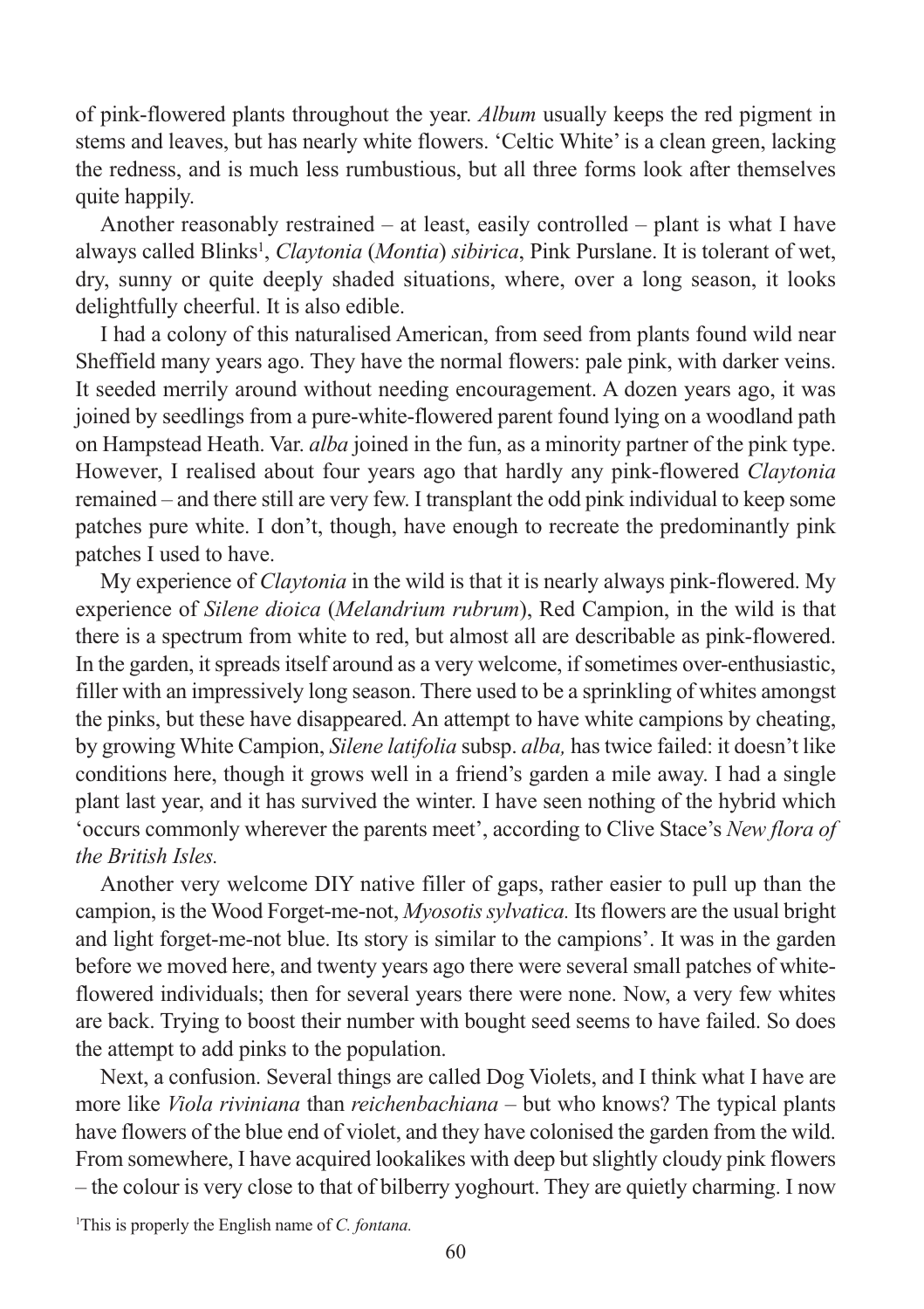of pink-flowered plants throughout the year. *Album* usually keeps the red pigment in stems and leaves, but has nearly white flowers. 'Celtic White' is a clean green, lacking the redness, and is much less rumbustious, but all three forms look after themselves quite happily.

Another reasonably restrained – at least, easily controlled – plant is what I have always called Blinks[1], *Claytonia* (*Montia*) *sibirica*, Pink Purslane. It is tolerant of wet, dry, sunny or quite deeply shaded situations, where, over a long season, it looks delightfully cheerful. It is also edible.

I had a colony of this naturalised American, from seed from plants found wild near Sheffield many years ago. They have the normal flowers: pale pink, with darker veins. It seeded merrily around without needing encouragement. A dozen years ago, it was joined by seedlings from a pure-white-flowered parent found lying on a woodland path on Hampstead Heath. Var. *alba* joined in the fun, as a minority partner of the pink type. However, I realised about four years ago that hardly any pink-flowered *Claytonia* remained – and there still are very few. I transplant the odd pink individual to keep some patches pure white. I don't, though, have enough to recreate the predominantly pink patches I used to have.

My experience of *Claytonia* in the wild is that it is nearly always pink-flowered. My experience of *Silene dioica* (*Melandrium rubrum*), Red Campion, in the wild is that there is a spectrum from white to red, but almost all are describable as pink-flowered. In the garden, it spreads itself around as a very welcome, if sometimes over-enthusiastic, filler with an impressively long season. There used to be a sprinkling of whites amongst the pinks, but these have disappeared. An attempt to have white campions by cheating, by growing White Campion, *Silene latifolia* subsp. *alba,* has twice failed: it doesn't like conditions here, though it grows well in a friend's garden a mile away. I had a single plant last year, and it has survived the winter. I have seen nothing of the hybrid which 'occurs commonly wherever the parents meet', according to Clive Stace's *New flora of the British Isles.*

Another very welcome DIY native filler of gaps, rather easier to pull up than the campion, is the Wood Forget-me-not, *Myosotis sylvatica.* Its flowers are the usual bright and light forget-me-not blue. Its story is similar to the campions'. It was in the garden before we moved here, and twenty years ago there were several small patches of white-flowered individuals; then for several years there were none. Now, a very few whites are back. Trying to boost their number with bought seed seems to have failed. So does the attempt to add pinks to the population.

Next, a confusion. Several things are called Dog Violets, and I think what I have are more like *Viola riviniana* than *reichenbachiana* – but who knows? The typical plants have flowers of the blue end of violet, and they have colonised the garden from the wild. From somewhere, I have acquired lookalikes with deep but slightly cloudy pink flowers – the colour is very close to that of bilberry yoghourt. They are quietly charming. I now

[1]This is properly the English name of *C. fontana.*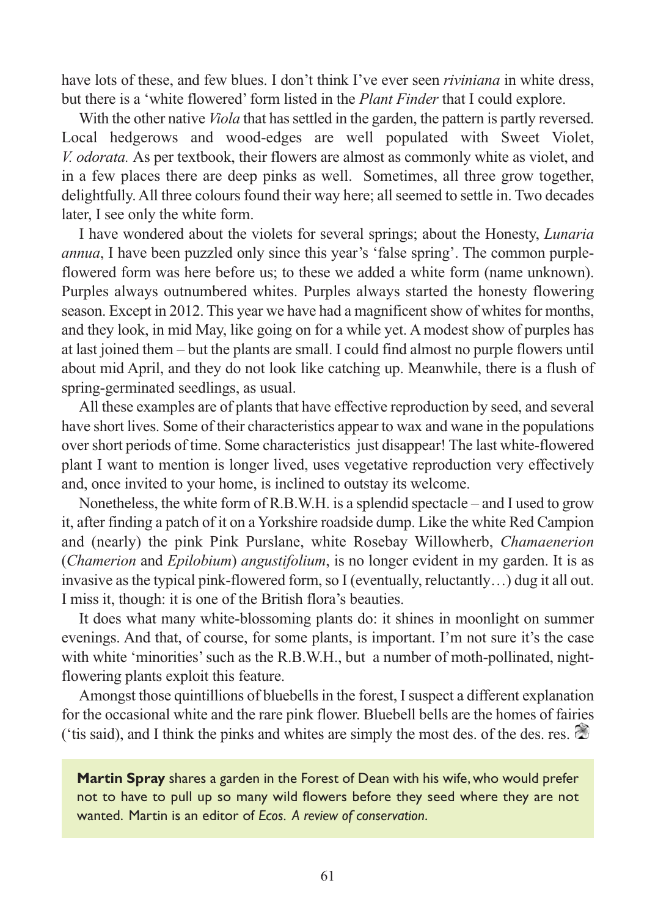have lots of these, and few blues. I don't think I've ever seen *riviniana* in white dress, but there is a 'white flowered' form listed in the *Plant Finder* that I could explore.

With the other native *Viola* that has settled in the garden, the pattern is partly reversed. Local hedgerows and wood-edges are well populated with Sweet Violet, *V. odorata.* As per textbook, their flowers are almost as commonly white as violet, and in a few places there are deep pinks as well. Sometimes, all three grow together, delightfully. All three colours found their way here; all seemed to settle in. Two decades later, I see only the white form.

I have wondered about the violets for several springs; about the Honesty, *Lunaria annua*, I have been puzzled only since this year's 'false spring'. The common purple-flowered form was here before us; to these we added a white form (name unknown). Purples always outnumbered whites. Purples always started the honesty flowering season. Except in 2012. This year we have had a magnificent show of whites for months, and they look, in mid May, like going on for a while yet. A modest show of purples has at last joined them – but the plants are small. I could find almost no purple flowers until about mid April, and they do not look like catching up. Meanwhile, there is a flush of spring-germinated seedlings, as usual.

All these examples are of plants that have effective reproduction by seed, and several have short lives. Some of their characteristics appear to wax and wane in the populations over short periods of time. Some characteristics just disappear! The last white-flowered plant I want to mention is longer lived, uses vegetative reproduction very effectively and, once invited to your home, is inclined to outstay its welcome.

Nonetheless, the white form of R.B.W.H. is a splendid spectacle – and I used to grow it, after finding a patch of it on a Yorkshire roadside dump. Like the white Red Campion and (nearly) the pink Pink Purslane, white Rosebay Willowherb, *Chamaenerion* (*Chamerion* and *Epilobium*) *angustifolium*, is no longer evident in my garden. It is as invasive as the typical pink-flowered form, so I (eventually, reluctantly…) dug it all out. I miss it, though: it is one of the British flora's beauties.

It does what many white-blossoming plants do: it shines in moonlight on summer evenings. And that, of course, for some plants, is important. I'm not sure it's the case with white 'minorities' such as the R.B.W.H., but a number of moth-pollinated, night-flowering plants exploit this feature.

Amongst those quintillions of bluebells in the forest, I suspect a different explanation for the occasional white and the rare pink flower. Bluebell bells are the homes of fairies ('tis said), and I think the pinks and whites are simply the most des. of the des. res.

**Martin Spray** shares a garden in the Forest of Dean with his wife, who would prefer not to have to pull up so many wild flowers before they seed where they are not wanted. Martin is an editor of *Ecos. A review of conservation*.